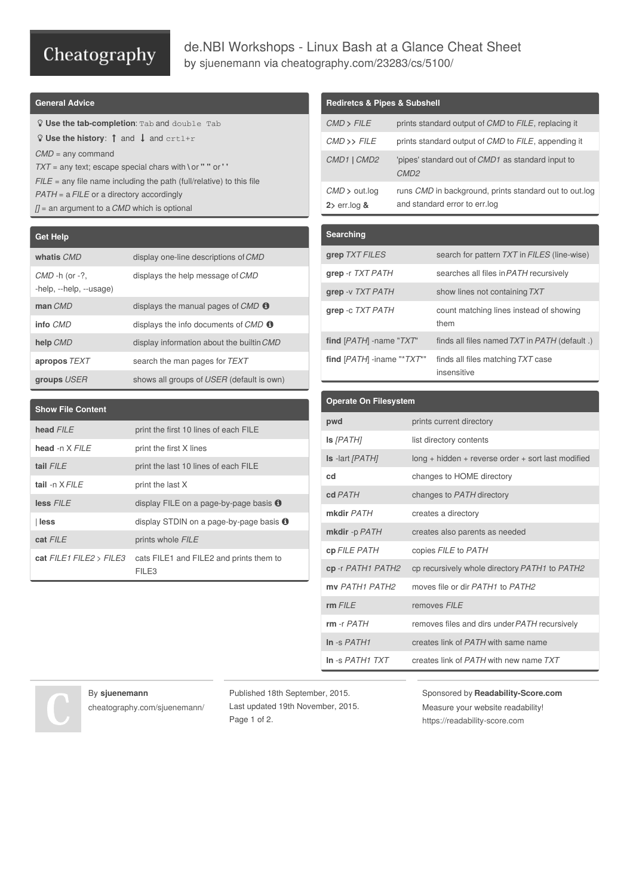# de.NBI Workshops - Linux Bash at a Glance Cheat Sheet

by sjuenemann via cheatography.com/23283/cs/5100/

## General Advice

- **Use the tab-completion**: `Tab` and `double Tab`
- **Use the history**: ↑ and ↓ and `crtl+r`

*CMD* = any command
*TXT* = any text; escape special chars with \ or " " or ' '
*FILE* = any file name including the path (full/relative) to this file
*PATH* = a *FILE* or a directory accordingly
*[]* = an argument to a *CMD* which is optional

## Get Help

| | |
|---|---|
| **whatis** *CMD* | display one-line descriptions of *CMD* |
| *CMD* -h (or -?, -help, --help, --usage) | displays the help message of *CMD* |
| **man** *CMD* | displays the manual pages of *CMD* |
| **info** *CMD* | displays the info documents of *CMD* |
| **help** *CMD* | display information about the builtin *CMD* |
| **apropos** *TEXT* | search the man pages for *TEXT* |
| **groups** *USER* | shows all groups of *USER* (default is own) |

## Show File Content

| | |
|---|---|
| **head** *FILE* | print the first 10 lines of each FILE |
| **head** -n X *FILE* | print the first X lines |
| **tail** *FILE* | print the last 10 lines of each FILE |
| **tail** -n X *FILE* | print the last X |
| **less** *FILE* | display FILE on a page-by-page basis |
| \| **less** | display STDIN on a page-by-page basis |
| **cat** *FILE* | prints whole *FILE* |
| **cat** *FILE1 FILE2* > *FILE3* | cats FILE1 and FILE2 and prints them to FILE3 |

## Rediretcs & Pipes & Subshell

| | |
|---|---|
| *CMD* > *FILE* | prints standard output of *CMD* to *FILE*, replacing it |
| *CMD* >> *FILE* | prints standard output of *CMD* to *FILE*, appending it |
| *CMD1* \| *CMD2* | 'pipes' standard out of *CMD1* as standard input to *CMD2* |
| *CMD* > out.log 2> err.log **&** | runs *CMD* in background, prints standard out to out.log and standard error to err.log |

## Searching

| | |
|---|---|
| **grep** *TXT FILES* | search for pattern *TXT* in *FILES* (line-wise) |
| **grep** -r *TXT PATH* | searches all files in *PATH* recursively |
| **grep** -v *TXT PATH* | show lines not containing *TXT* |
| **grep** -c *TXT PATH* | count matching lines instead of showing them |
| **find** [*PATH*] -name "*TXT*" | finds all files named *TXT* in *PATH* (default .) |
| **find** [*PATH*] -iname "\**TXT*\*" | finds all files matching *TXT* case insensitive |

## Operate On Filesystem

| | |
|---|---|
| **pwd** | prints current directory |
| **ls** *[PATH]* | list directory contents |
| **ls** -lart *[PATH]* | long + hidden + reverse order + sort last modified |
| **cd** | changes to HOME directory |
| **cd** *PATH* | changes to *PATH* directory |
| **mkdir** *PATH* | creates a directory |
| **mkdir** -p *PATH* | creates also parents as needed |
| **cp** *FILE PATH* | copies *FILE* to *PATH* |
| **cp** -r *PATH1 PATH2* | cp recursively whole directory *PATH1* to *PATH2* |
| **mv** *PATH1 PATH2* | moves file or dir *PATH1* to *PATH2* |
| **rm** *FILE* | removes *FILE* |
| **rm** -r *PATH* | removes files and dirs under *PATH* recursively |
| **ln** -s *PATH1* | creates link of *PATH* with same name |
| **ln** -s *PATH1 TXT* | creates link of *PATH* with new name *TXT* |

By **sjuenemann**
cheatography.com/sjuenemann/

Published 18th September, 2015.
Last updated 19th November, 2015.

Sponsored by **Readability-Score.com**
Measure your website readability!
https://readability-score.com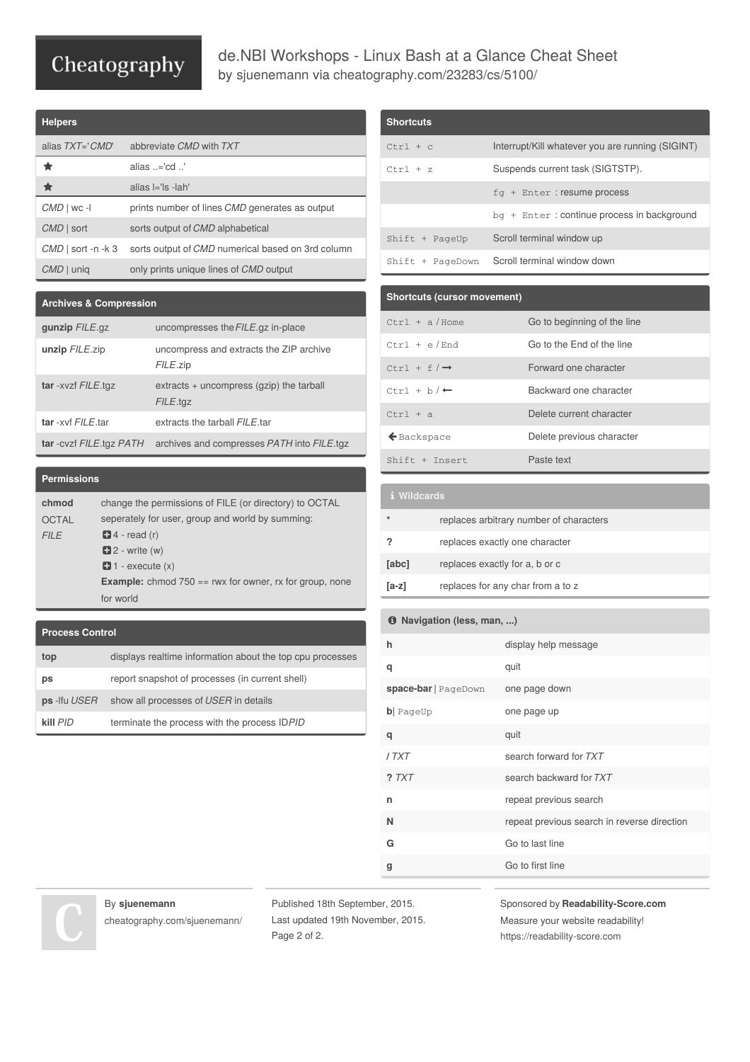# de.NBI Workshops - Linux Bash at a Glance Cheat Sheet

by sjuenemann via cheatography.com/23283/cs/5100/

## Helpers

| | |
|---|---|
| alias *TXT*='*CMD*' | abbreviate *CMD* with *TXT* |
| ★ | alias ..='cd ..' |
| ★ | alias l='ls -lah' |
| *CMD* \| wc -l | prints number of lines *CMD* generates as output |
| *CMD* \| sort | sorts output of *CMD* alphabetical |
| *CMD* \| sort -n -k 3 | sorts output of *CMD* numerical based on 3rd column |
| *CMD* \| uniq | only prints unique lines of *CMD* output |

## Archives & Compression

| | |
|---|---|
| **gunzip** *FILE*.gz | uncompresses the *FILE*.gz in-place |
| **unzip** *FILE*.zip | uncompress and extracts the ZIP archive *FILE*.zip |
| **tar** -xvzf *FILE*.tgz | extracts + uncompress (gzip) the tarball *FILE*.tgz |
| **tar** -xvf *FILE*.tar | extracts the tarball *FILE*.tar |
| **tar** -cvzf *FILE*.tgz *PATH* | archives and compresses *PATH* into *FILE*.tgz |

## Permissions

| | |
|---|---|
| **chmod** OCTAL *FILE* | change the permissions of FILE (or directory) to OCTAL seperately for user, group and world by summing:<br>4 - read (r)<br>2 - write (w)<br>1 - execute (x)<br>**Example:** chmod 750 == rwx for owner, rx for group, none for world |

## Process Control

| | |
|---|---|
| **top** | displays realtime information about the top cpu processes |
| **ps** | report snapshot of processes (in current shell) |
| **ps** -lfu *USER* | show all processes of *USER* in details |
| **kill** *PID* | terminate the process with the process ID *PID* |

## Shortcuts

| | |
|---|---|
| `Ctrl + c` | Interrupt/Kill whatever you are running (SIGINT) |
| `Ctrl + z` | Suspends current task (SIGTSTP). |
| | `fg + Enter` : resume process |
| | `bg + Enter` : continue process in background |
| `Shift + PageUp` | Scroll terminal window up |
| `Shift + PageDown` | Scroll terminal window down |

## Shortcuts (cursor movement)

| | |
|---|---|
| `Ctrl + a` / `Home` | Go to beginning of the line |
| `Ctrl + e` / `End` | Go to the End of the line |
| `Ctrl + f` / → | Forward one character |
| `Ctrl + b` / ← | Backward one character |
| `Ctrl + a` | Delete current character |
| ← `Backspace` | Delete previous character |
| `Shift + Insert` | Paste text |

## Wildcards

| | |
|---|---|
| * | replaces arbitrary number of characters |
| **?** | replaces exactly one character |
| **[abc]** | replaces exactly for a, b or c |
| **[a-z]** | replaces for any char from a to z |

## Navigation (less, man, ...)

| | |
|---|---|
| **h** | display help message |
| **q** | quit |
| **space-bar** \| `PageDown` | one page down |
| **b** \| `PageUp` | one page up |
| **q** | quit |
| / *TXT* | search forward for *TXT* |
| **?** *TXT* | search backward for *TXT* |
| **n** | repeat previous search |
| **N** | repeat previous search in reverse direction |
| **G** | Go to last line |
| **g** | Go to first line |

By **sjuenemann**
cheatography.com/sjuenemann/

Published 18th September, 2015.
Last updated 19th November, 2015.

Sponsored by **Readability-Score.com**
Measure your website readability!
https://readability-score.com